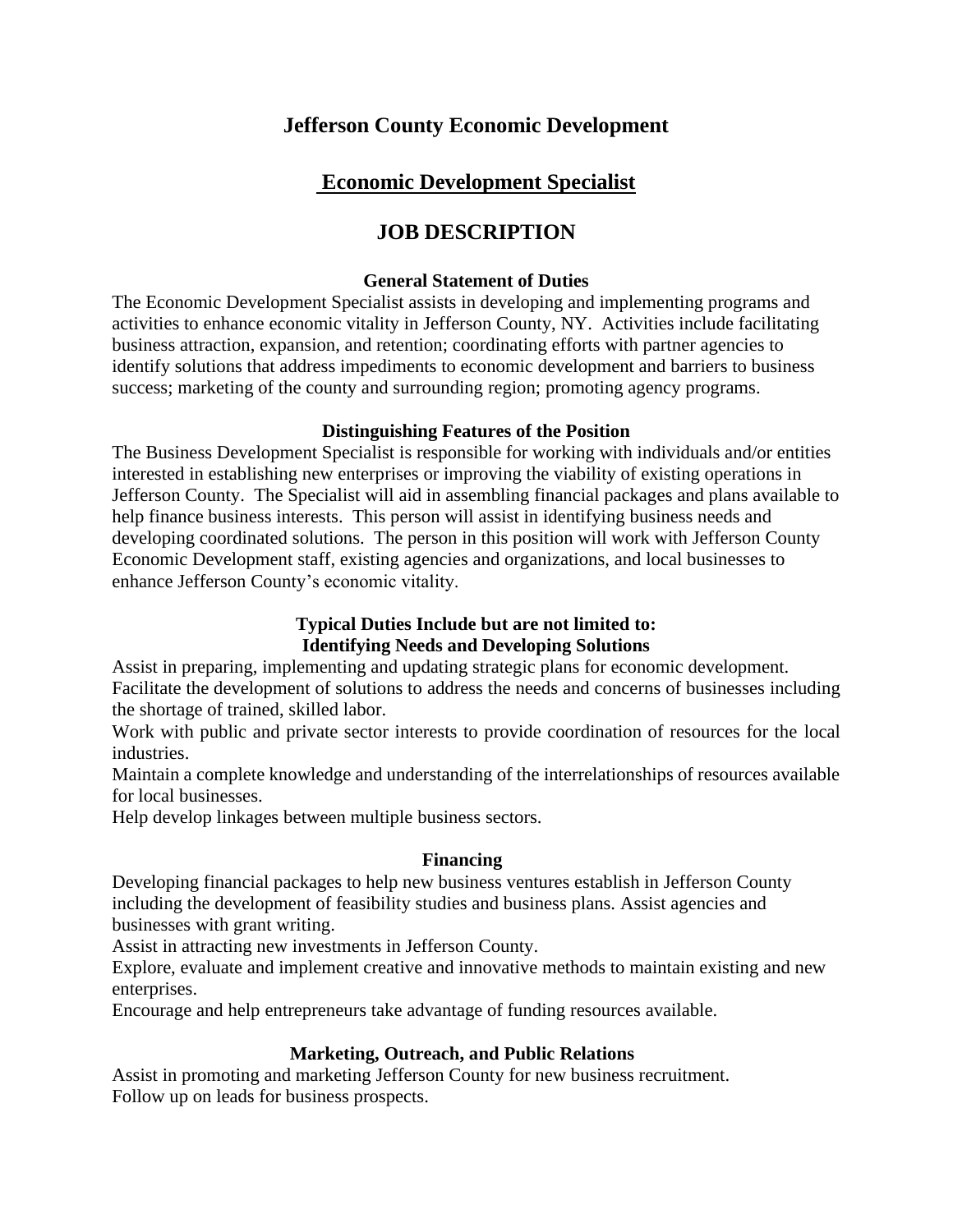# Jefferson County Economic Development

## Economic Development Specialist

## JOB DESCRIPTION

### General Statement of Duties

The Economic Development Specialist assists in developing and implementing programs and activities to enhance economic vitality in Jefferson County, NY. Activities include facilitating business attraction, expansion, and retention; coordinating efforts with partner agencies to identify solutions that address impediments to economic development and barriers to business success; marketing of the county and surrounding region; promoting agency programs.

### Distinguishing Features of the Position

The Business Development Specialist is responsible for working with individuals and/or entities interested in establishing new enterprises or improving the viability of existing operations in Jefferson County. The Specialist will aid in assembling financial packages and plans available to help finance business interests. This person will assist in identifying business needs and developing coordinated solutions. The person in this position will work with Jefferson County Economic Development staff, existing agencies and organizations, and local businesses to enhance Jefferson County's economic vitality.

### Typical Duties Include but are not limited to:

### Identifying Needs and Developing Solutions

Assist in preparing, implementing and updating strategic plans for economic development.

Facilitate the development of solutions to address the needs and concerns of businesses including the shortage of trained, skilled labor.

Work with public and private sector interests to provide coordination of resources for the local industries.

Maintain a complete knowledge and understanding of the interrelationships of resources available for local businesses.

Help develop linkages between multiple business sectors.

### Financing

Developing financial packages to help new business ventures establish in Jefferson County including the development of feasibility studies and business plans. Assist agencies and businesses with grant writing.

Assist in attracting new investments in Jefferson County.

Explore, evaluate and implement creative and innovative methods to maintain existing and new enterprises.

Encourage and help entrepreneurs take advantage of funding resources available.

### Marketing, Outreach, and Public Relations

Assist in promoting and marketing Jefferson County for new business recruitment.

Follow up on leads for business prospects.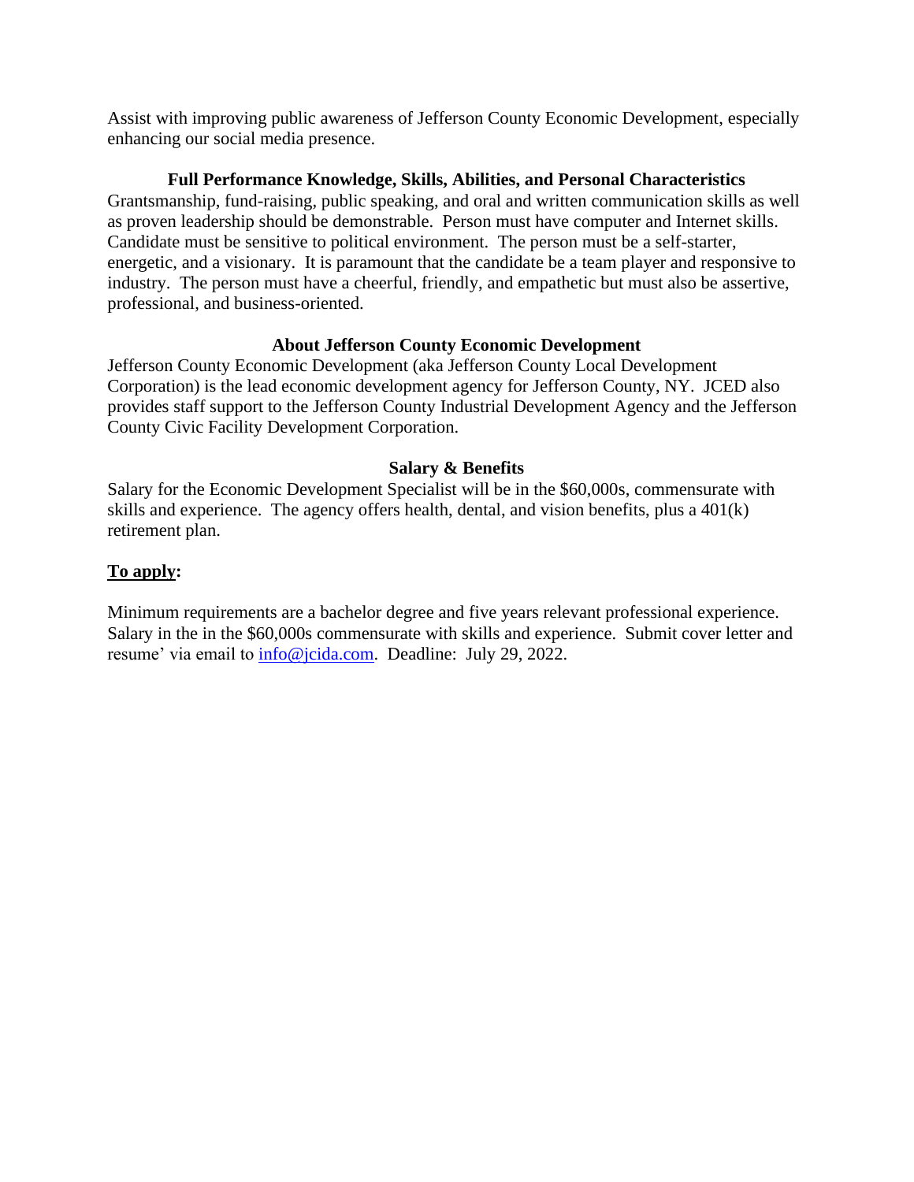Assist with improving public awareness of Jefferson County Economic Development, especially enhancing our social media presence.

### Full Performance Knowledge, Skills, Abilities, and Personal Characteristics

Grantsmanship, fund-raising, public speaking, and oral and written communication skills as well as proven leadership should be demonstrable. Person must have computer and Internet skills. Candidate must be sensitive to political environment. The person must be a self-starter, energetic, and a visionary. It is paramount that the candidate be a team player and responsive to industry. The person must have a cheerful, friendly, and empathetic but must also be assertive, professional, and business-oriented.

### About Jefferson County Economic Development

Jefferson County Economic Development (aka Jefferson County Local Development Corporation) is the lead economic development agency for Jefferson County, NY. JCED also provides staff support to the Jefferson County Industrial Development Agency and the Jefferson County Civic Facility Development Corporation.

### Salary & Benefits

Salary for the Economic Development Specialist will be in the $60,000s, commensurate with skills and experience. The agency offers health, dental, and vision benefits, plus a 401(k) retirement plan.

**To apply:**

Minimum requirements are a bachelor degree and five years relevant professional experience. Salary in the in the $60,000s commensurate with skills and experience. Submit cover letter and resume' via email to info@jcida.com. Deadline: July 29, 2022.